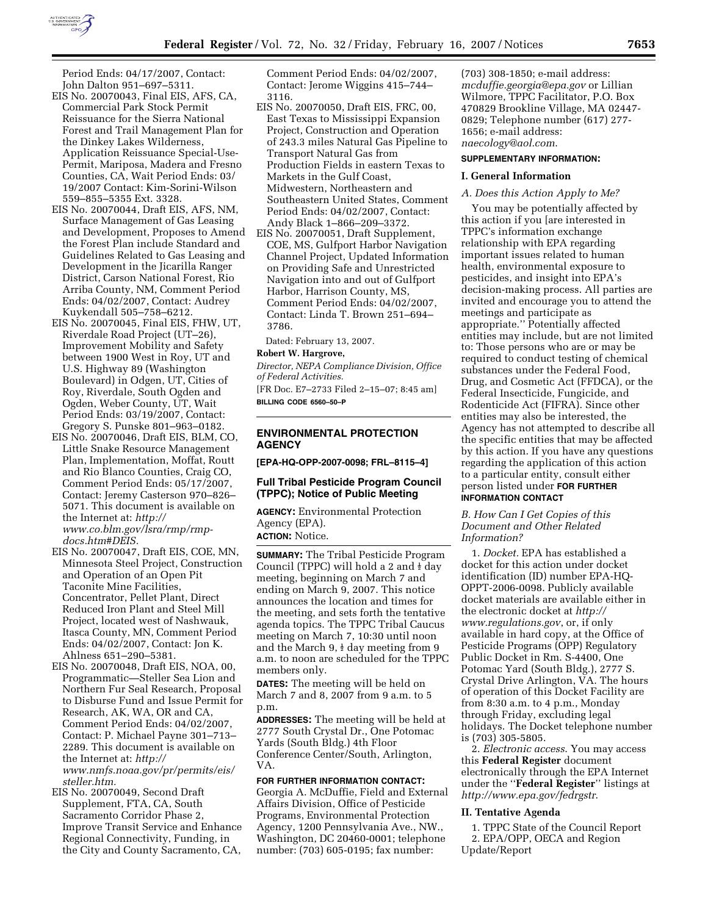Period Ends: 04/17/2007, Contact: John Dalton 951–697–5311.

EIS No. 20070043, Final EIS, AFS, CA, Commercial Park Stock Permit Reissuance for the Sierra National Forest and Trail Management Plan for the Dinkey Lakes Wilderness, Application Reissuance Special-Use-Permit, Mariposa, Madera and Fresno Counties, CA, Wait Period Ends: 03/19/2007 Contact: Kim-Sorini-Wilson 559–855–5355 Ext. 3328.

EIS No. 20070044, Draft EIS, AFS, NM, Surface Management of Gas Leasing and Development, Proposes to Amend the Forest Plan include Standard and Guidelines Related to Gas Leasing and Development in the Jicarilla Ranger District, Carson National Forest, Rio Arriba County, NM, Comment Period Ends: 04/02/2007, Contact: Audrey Kuykendall 505–758–6212.

EIS No. 20070045, Final EIS, FHW, UT, Riverdale Road Project (UT–26), Improvement Mobility and Safety between 1900 West in Roy, UT and U.S. Highway 89 (Washington Boulevard) in Odgen, UT, Cities of Roy, Riverdale, South Ogden and Ogden, Weber County, UT, Wait Period Ends: 03/19/2007, Contact: Gregory S. Punske 801–963–0182.

EIS No. 20070046, Draft EIS, BLM, CO, Little Snake Resource Management Plan, Implementation, Moffat, Routt and Rio Blanco Counties, Craig CO, Comment Period Ends: 05/17/2007, Contact: Jeremy Casterson 970–826–5071. This document is available on the Internet at: *http://www.co.blm.gov/lsra/rmp/rmp-docs.htm#DEIS.*

EIS No. 20070047, Draft EIS, COE, MN, Minnesota Steel Project, Construction and Operation of an Open Pit Taconite Mine Facilities, Concentrator, Pellet Plant, Direct Reduced Iron Plant and Steel Mill Project, located west of Nashwauk, Itasca County, MN, Comment Period Ends: 04/02/2007, Contact: Jon K. Ahlness 651–290–5381.

EIS No. 20070048, Draft EIS, NOA, 00, Programmatic—Steller Sea Lion and Northern Fur Seal Research, Proposal to Disburse Fund and Issue Permit for Research, AK, WA, OR and CA, Comment Period Ends: 04/02/2007, Contact: P. Michael Payne 301–713–2289. This document is available on the Internet at: *http://www.nmfs.noaa.gov/pr/permits/eis/steller.htm.*

EIS No. 20070049, Second Draft Supplement, FTA, CA, South Sacramento Corridor Phase 2, Improve Transit Service and Enhance Regional Connectivity, Funding, in the City and County Sacramento, CA, Comment Period Ends: 04/02/2007, Contact: Jerome Wiggins 415–744–3116.

EIS No. 20070050, Draft EIS, FRC, 00, East Texas to Mississippi Expansion Project, Construction and Operation of 243.3 miles Natural Gas Pipeline to Transport Natural Gas from Production Fields in eastern Texas to Markets in the Gulf Coast, Midwestern, Northeastern and Southeastern United States, Comment Period Ends: 04/02/2007, Contact: Andy Black 1–866–209–3372.

EIS No. 20070051, Draft Supplement, COE, MS, Gulfport Harbor Navigation Channel Project, Updated Information on Providing Safe and Unrestricted Navigation into and out of Gulfport Harbor, Harrison County, MS, Comment Period Ends: 04/02/2007, Contact: Linda T. Brown 251–694–3786.

Dated: February 13, 2007.

**Robert W. Hargrove,**

*Director, NEPA Compliance Division, Office of Federal Activities.*

[FR Doc. E7–2733 Filed 2–15–07; 8:45 am]

**BILLING CODE 6560–50–P**

---

## ENVIRONMENTAL PROTECTION AGENCY

**[EPA-HQ-OPP-2007-0098; FRL–8115–4]**

### Full Tribal Pesticide Program Council (TPPC); Notice of Public Meeting

**AGENCY:** Environmental Protection Agency (EPA).

**ACTION:** Notice.

**SUMMARY:** The Tribal Pesticide Program Council (TPPC) will hold a 2 and ½ day meeting, beginning on March 7 and ending on March 9, 2007. This notice announces the location and times for the meeting, and sets forth the tentative agenda topics. The TPPC Tribal Caucus meeting on March 7, 10:30 until noon and the March 9, ½ day meeting from 9 a.m. to noon are scheduled for the TPPC members only.

**DATES:** The meeting will be held on March 7 and 8, 2007 from 9 a.m. to 5 p.m.

**ADDRESSES:** The meeting will be held at 2777 South Crystal Dr., One Potomac Yards (South Bldg.) 4th Floor Conference Center/South, Arlington, VA.

**FOR FURTHER INFORMATION CONTACT:** Georgia A. McDuffie, Field and External Affairs Division, Office of Pesticide Programs, Environmental Protection Agency, 1200 Pennsylvania Ave., NW., Washington, DC 20460-0001; telephone number: (703) 605-0195; fax number: (703) 308-1850; e-mail address: *mcduffie.georgia@epa.gov* or Lillian Wilmore, TPPC Facilitator, P.O. Box 470829 Brookline Village, MA 02447-0829; Telephone number (617) 277-1656; e-mail address: *naecology@aol.com*.

**SUPPLEMENTARY INFORMATION:**

#### I. General Information

*A. Does this Action Apply to Me?*

You may be potentially affected by this action if you [are interested in TPPC's information exchange relationship with EPA regarding important issues related to human health, environmental exposure to pesticides, and insight into EPA's decision-making process. All parties are invited and encourage you to attend the meetings and participate as appropriate.'' Potentially affected entities may include, but are not limited to: Those persons who are or may be required to conduct testing of chemical substances under the Federal Food, Drug, and Cosmetic Act (FFDCA), or the Federal Insecticide, Fungicide, and Rodenticide Act (FIFRA). Since other entities may also be interested, the Agency has not attempted to describe all the specific entities that may be affected by this action. If you have any questions regarding the application of this action to a particular entity, consult either person listed under **FOR FURTHER INFORMATION CONTACT**

*B. How Can I Get Copies of this Document and Other Related Information?*

1. *Docket.* EPA has established a docket for this action under docket identification (ID) number EPA-HQ-OPPT-2006-0098. Publicly available docket materials are available either in the electronic docket at *http://www.regulations.gov*, or, if only available in hard copy, at the Office of Pesticide Programs (OPP) Regulatory Public Docket in Rm. S-4400, One Potomac Yard (South Bldg.), 2777 S. Crystal Drive Arlington, VA. The hours of operation of this Docket Facility are from 8:30 a.m. to 4 p.m., Monday through Friday, excluding legal holidays. The Docket telephone number is (703) 305-5805.

2. *Electronic access*. You may access this **Federal Register** document electronically through the EPA Internet under the ''**Federal Register**'' listings at *http://www.epa.gov/fedrgstr*.

#### II. Tentative Agenda

1. TPPC State of the Council Report
2. EPA/OPP, OECA and Region Update/Report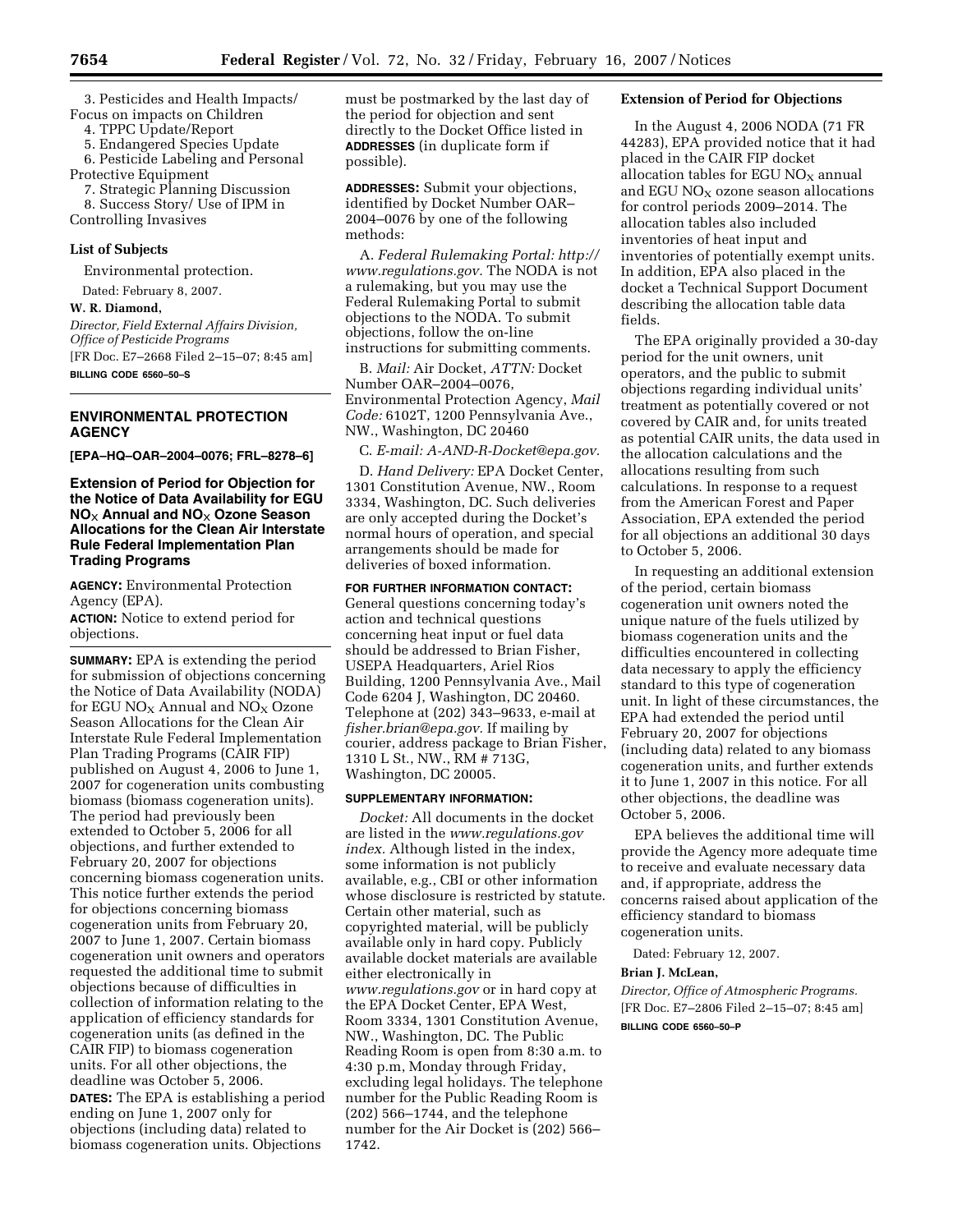3. Pesticides and Health Impacts/ Focus on impacts on Children
4. TPPC Update/Report
5. Endangered Species Update
6. Pesticide Labeling and Personal Protective Equipment
7. Strategic Planning Discussion
8. Success Story/ Use of IPM in Controlling Invasives

### List of Subjects

Environmental protection.

Dated: February 8, 2007.

**W. R. Diamond,**

*Director, Field External Affairs Division, Office of Pesticide Programs*

[FR Doc. E7–2668 Filed 2–15–07; 8:45 am]

**BILLING CODE 6560–50–S**

## ENVIRONMENTAL PROTECTION AGENCY

**[EPA–HQ–OAR–2004–0076; FRL–8278–6]**

### Extension of Period for Objection for the Notice of Data Availability for EGU $NO_X$ Annual and $NO_X$ Ozone Season Allocations for the Clean Air Interstate Rule Federal Implementation Plan Trading Programs

**AGENCY:** Environmental Protection Agency (EPA).

**ACTION:** Notice to extend period for objections.

**SUMMARY:** EPA is extending the period for submission of objections concerning the Notice of Data Availability (NODA) for EGU $NO_X$ Annual and $NO_X$ Ozone Season Allocations for the Clean Air Interstate Rule Federal Implementation Plan Trading Programs (CAIR FIP) published on August 4, 2006 to June 1, 2007 for cogeneration units combusting biomass (biomass cogeneration units). The period had previously been extended to October 5, 2006 for all objections, and further extended to February 20, 2007 for objections concerning biomass cogeneration units. This notice further extends the period for objections concerning biomass cogeneration units from February 20, 2007 to June 1, 2007. Certain biomass cogeneration unit owners and operators requested the additional time to submit objections because of difficulties in collection of information relating to the application of efficiency standards for cogeneration units (as defined in the CAIR FIP) to biomass cogeneration units. For all other objections, the deadline was October 5, 2006.

**DATES:** The EPA is establishing a period ending on June 1, 2007 only for objections (including data) related to biomass cogeneration units. Objections must be postmarked by the last day of the period for objection and sent directly to the Docket Office listed in **ADDRESSES** (in duplicate form if possible).

**ADDRESSES:** Submit your objections, identified by Docket Number OAR–2004–0076 by one of the following methods:

A. *Federal Rulemaking Portal: http://www.regulations.gov.* The NODA is not a rulemaking, but you may use the Federal Rulemaking Portal to submit objections to the NODA. To submit objections, follow the on-line instructions for submitting comments.

B. *Mail:* Air Docket, *ATTN:* Docket Number OAR–2004–0076, Environmental Protection Agency, *Mail Code:* 6102T, 1200 Pennsylvania Ave., NW., Washington, DC 20460

C. *E-mail: A-AND-R-Docket@epa.gov.*

D. *Hand Delivery:* EPA Docket Center, 1301 Constitution Avenue, NW., Room 3334, Washington, DC. Such deliveries are only accepted during the Docket's normal hours of operation, and special arrangements should be made for deliveries of boxed information.

**FOR FURTHER INFORMATION CONTACT:** General questions concerning today's action and technical questions concerning heat input or fuel data should be addressed to Brian Fisher, USEPA Headquarters, Ariel Rios Building, 1200 Pennsylvania Ave., Mail Code 6204 J, Washington, DC 20460. Telephone at (202) 343–9633, e-mail at *fisher.brian@epa.gov.* If mailing by courier, address package to Brian Fisher, 1310 L St., NW., RM # 713G, Washington, DC 20005.

**SUPPLEMENTARY INFORMATION:**

*Docket:* All documents in the docket are listed in the *www.regulations.gov index.* Although listed in the index, some information is not publicly available, e.g., CBI or other information whose disclosure is restricted by statute. Certain other material, such as copyrighted material, will be publicly available only in hard copy. Publicly available docket materials are available either electronically in *www.regulations.gov* or in hard copy at the EPA Docket Center, EPA West, Room 3334, 1301 Constitution Avenue, NW., Washington, DC. The Public Reading Room is open from 8:30 a.m. to 4:30 p.m, Monday through Friday, excluding legal holidays. The telephone number for the Public Reading Room is (202) 566–1744, and the telephone number for the Air Docket is (202) 566–1742.

### Extension of Period for Objections

In the August 4, 2006 NODA (71 FR 44283), EPA provided notice that it had placed in the CAIR FIP docket allocation tables for EGU $NO_X$ annual and EGU $NO_X$ ozone season allocations for control periods 2009–2014. The allocation tables also included inventories of heat input and inventories of potentially exempt units. In addition, EPA also placed in the docket a Technical Support Document describing the allocation table data fields.

The EPA originally provided a 30-day period for the unit owners, unit operators, and the public to submit objections regarding individual units' treatment as potentially covered or not covered by CAIR and, for units treated as potential CAIR units, the data used in the allocation calculations and the allocations resulting from such calculations. In response to a request from the American Forest and Paper Association, EPA extended the period for all objections an additional 30 days to October 5, 2006.

In requesting an additional extension of the period, certain biomass cogeneration unit owners noted the unique nature of the fuels utilized by biomass cogeneration units and the difficulties encountered in collecting data necessary to apply the efficiency standard to this type of cogeneration unit. In light of these circumstances, the EPA had extended the period until February 20, 2007 for objections (including data) related to any biomass cogeneration units, and further extends it to June 1, 2007 in this notice. For all other objections, the deadline was October 5, 2006.

EPA believes the additional time will provide the Agency more adequate time to receive and evaluate necessary data and, if appropriate, address the concerns raised about application of the efficiency standard to biomass cogeneration units.

Dated: February 12, 2007.

**Brian J. McLean,**

*Director, Office of Atmospheric Programs.*

[FR Doc. E7–2806 Filed 2–15–07; 8:45 am]

**BILLING CODE 6560–50–P**